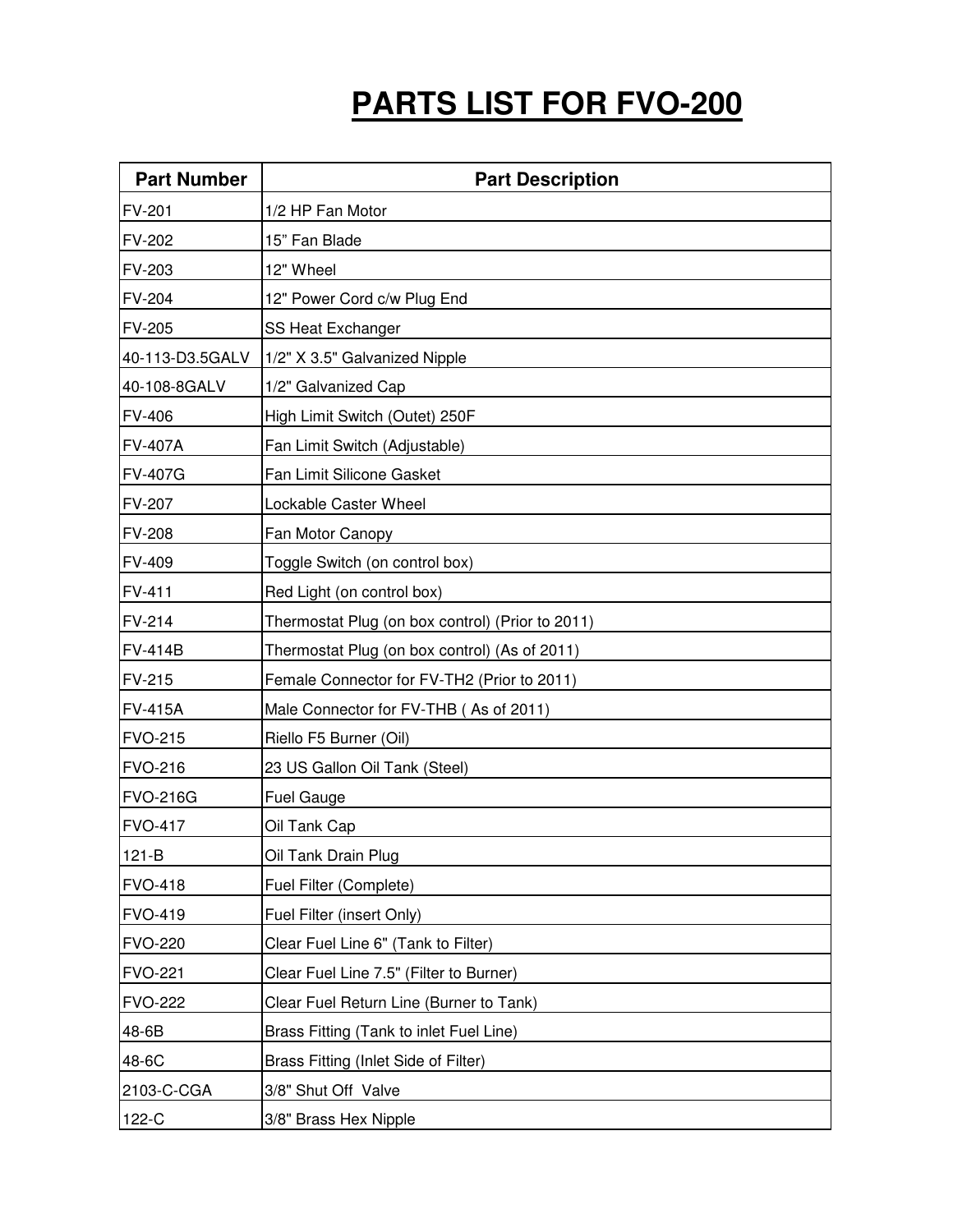# PARTS LIST FOR FVO-200

| Part Number | Part Description |
|---|---|
| FV-201 | 1/2 HP Fan Motor |
| FV-202 | 15” Fan Blade |
| FV-203 | 12" Wheel |
| FV-204 | 12" Power Cord c/w Plug End |
| FV-205 | SS Heat Exchanger |
| 40-113-D3.5GALV | 1/2" X 3.5" Galvanized Nipple |
| 40-108-8GALV | 1/2" Galvanized Cap |
| FV-406 | High Limit Switch (Outet) 250F |
| FV-407A | Fan Limit Switch (Adjustable) |
| FV-407G | Fan Limit Silicone Gasket |
| FV-207 | Lockable Caster Wheel |
| FV-208 | Fan Motor Canopy |
| FV-409 | Toggle Switch (on control box) |
| FV-411 | Red Light (on control box) |
| FV-214 | Thermostat Plug (on box control) (Prior to 2011) |
| FV-414B | Thermostat Plug (on box control) (As of 2011) |
| FV-215 | Female Connector for FV-TH2 (Prior to 2011) |
| FV-415A | Male Connector for FV-THB ( As of 2011) |
| FVO-215 | Riello F5 Burner (Oil) |
| FVO-216 | 23 US Gallon Oil Tank (Steel) |
| FVO-216G | Fuel Gauge |
| FVO-417 | Oil Tank Cap |
| 121-B | Oil Tank Drain Plug |
| FVO-418 | Fuel Filter (Complete) |
| FVO-419 | Fuel Filter (insert Only) |
| FVO-220 | Clear Fuel Line 6" (Tank to Filter) |
| FVO-221 | Clear Fuel Line 7.5" (Filter to Burner) |
| FVO-222 | Clear Fuel Return Line (Burner to Tank) |
| 48-6B | Brass Fitting (Tank to inlet Fuel Line) |
| 48-6C | Brass Fitting (Inlet Side of Filter) |
| 2103-C-CGA | 3/8" Shut Off Valve |
| 122-C | 3/8" Brass Hex Nipple |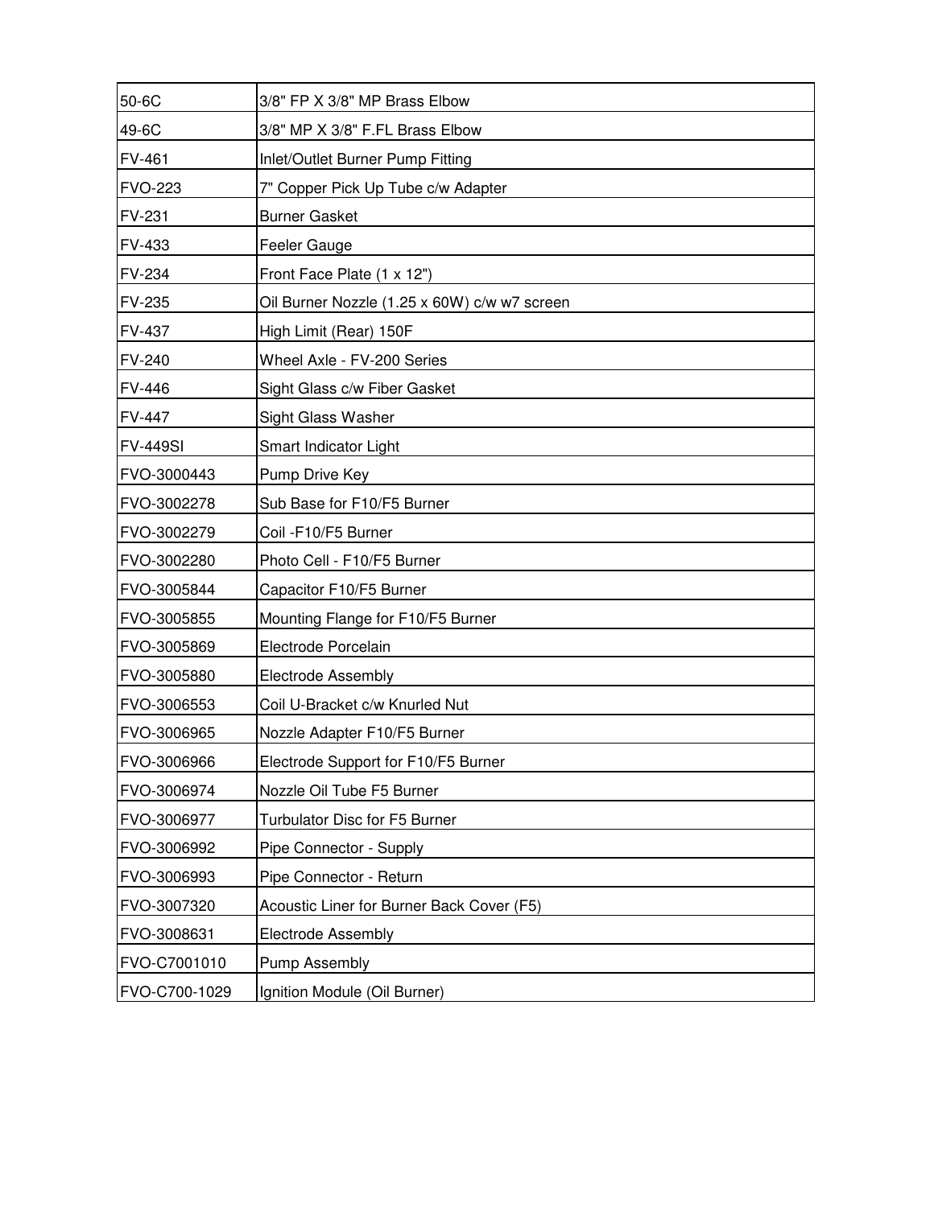| | |
|---|---|
| 50-6C | 3/8" FP X 3/8" MP Brass Elbow |
| 49-6C | 3/8" MP X 3/8" F.FL Brass Elbow |
| FV-461 | Inlet/Outlet Burner Pump Fitting |
| FVO-223 | 7" Copper Pick Up Tube c/w Adapter |
| FV-231 | Burner Gasket |
| FV-433 | Feeler Gauge |
| FV-234 | Front Face Plate (1 x 12") |
| FV-235 | Oil Burner Nozzle (1.25 x 60W) c/w w7 screen |
| FV-437 | High Limit (Rear) 150F |
| FV-240 | Wheel Axle - FV-200 Series |
| FV-446 | Sight Glass c/w Fiber Gasket |
| FV-447 | Sight Glass Washer |
| FV-449SI | Smart Indicator Light |
| FVO-3000443 | Pump Drive Key |
| FVO-3002278 | Sub Base for F10/F5 Burner |
| FVO-3002279 | Coil -F10/F5 Burner |
| FVO-3002280 | Photo Cell - F10/F5 Burner |
| FVO-3005844 | Capacitor F10/F5 Burner |
| FVO-3005855 | Mounting Flange for F10/F5 Burner |
| FVO-3005869 | Electrode Porcelain |
| FVO-3005880 | Electrode Assembly |
| FVO-3006553 | Coil U-Bracket c/w Knurled Nut |
| FVO-3006965 | Nozzle Adapter F10/F5 Burner |
| FVO-3006966 | Electrode Support for F10/F5 Burner |
| FVO-3006974 | Nozzle Oil Tube F5 Burner |
| FVO-3006977 | Turbulator Disc for F5 Burner |
| FVO-3006992 | Pipe Connector - Supply |
| FVO-3006993 | Pipe Connector - Return |
| FVO-3007320 | Acoustic Liner for Burner Back Cover (F5) |
| FVO-3008631 | Electrode Assembly |
| FVO-C7001010 | Pump Assembly |
| FVO-C700-1029 | Ignition Module (Oil Burner) |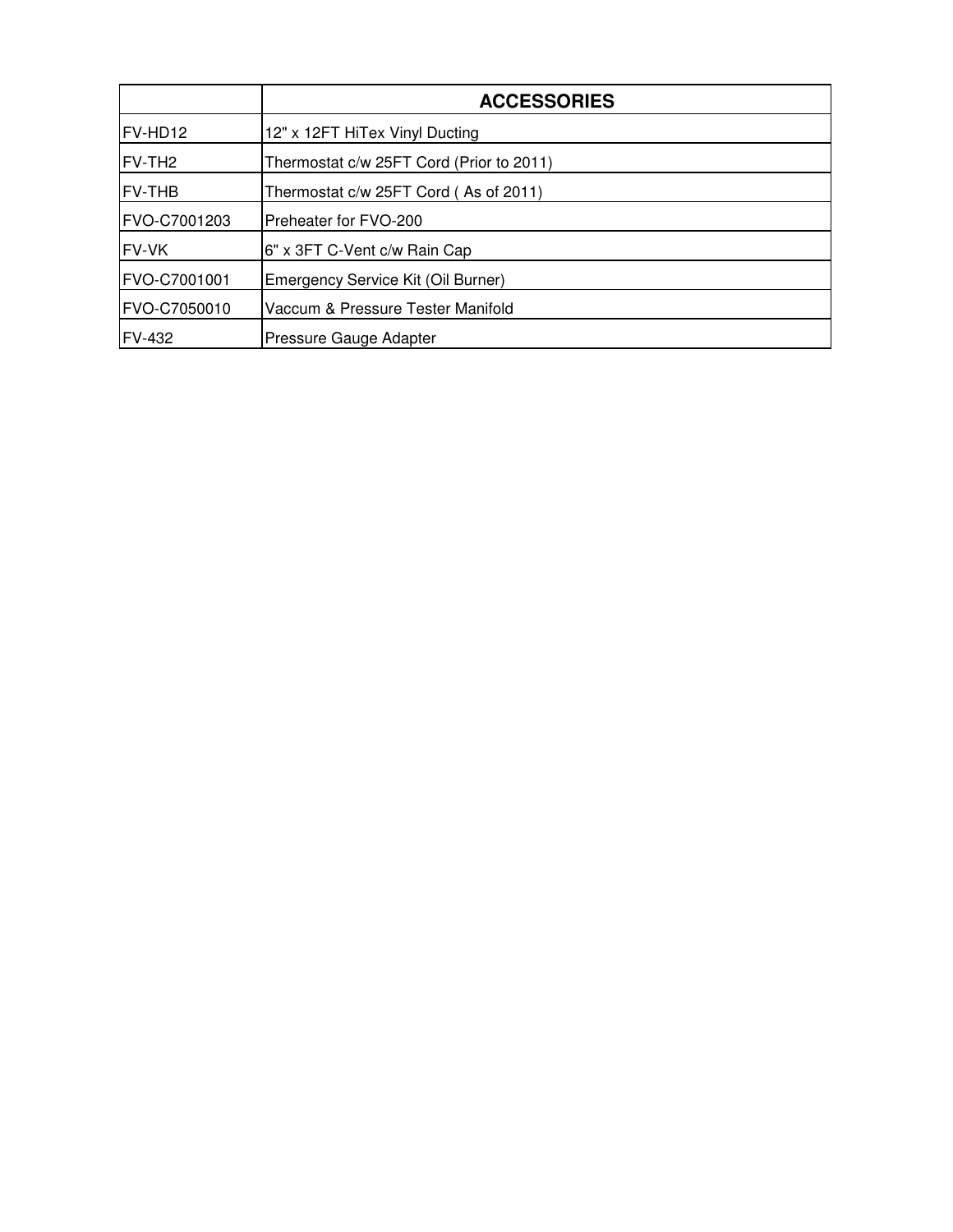|  | **ACCESSORIES** |
|---|---|
| FV-HD12 | 12" x 12FT HiTex Vinyl Ducting |
| FV-TH2 | Thermostat c/w 25FT Cord (Prior to 2011) |
| FV-THB | Thermostat c/w 25FT Cord ( As of 2011) |
| FVO-C7001203 | Preheater for FVO-200 |
| FV-VK | 6" x 3FT C-Vent c/w Rain Cap |
| FVO-C7001001 | Emergency Service Kit (Oil Burner) |
| FVO-C7050010 | Vaccum & Pressure Tester Manifold |
| FV-432 | Pressure Gauge Adapter |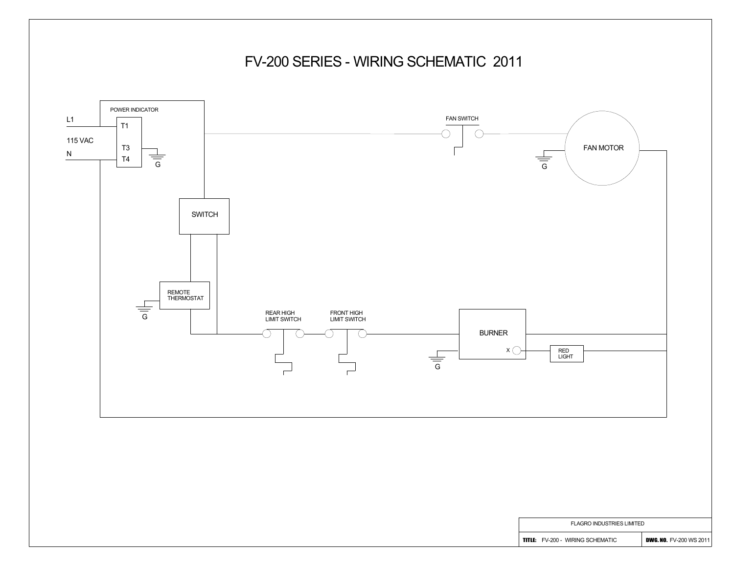# FV-200 SERIES - WIRING SCHEMATIC 2011

POWER INDICATOR

L1

T1

115 VAC

T3

N

T4

G

FAN SWITCH

FAN MOTOR

G

SWITCH

REMOTE THERMOSTAT

G

REAR HIGH LIMIT SWITCH

FRONT HIGH LIMIT SWITCH

BURNER

X

RED LIGHT

G

| | |
|---|---|
| FLAGRO INDUSTRIES LIMITED | |
| **TITLE:** FV-200 - WIRING SCHEMATIC | **DWG. NO.** FV-200 WS 2011 |